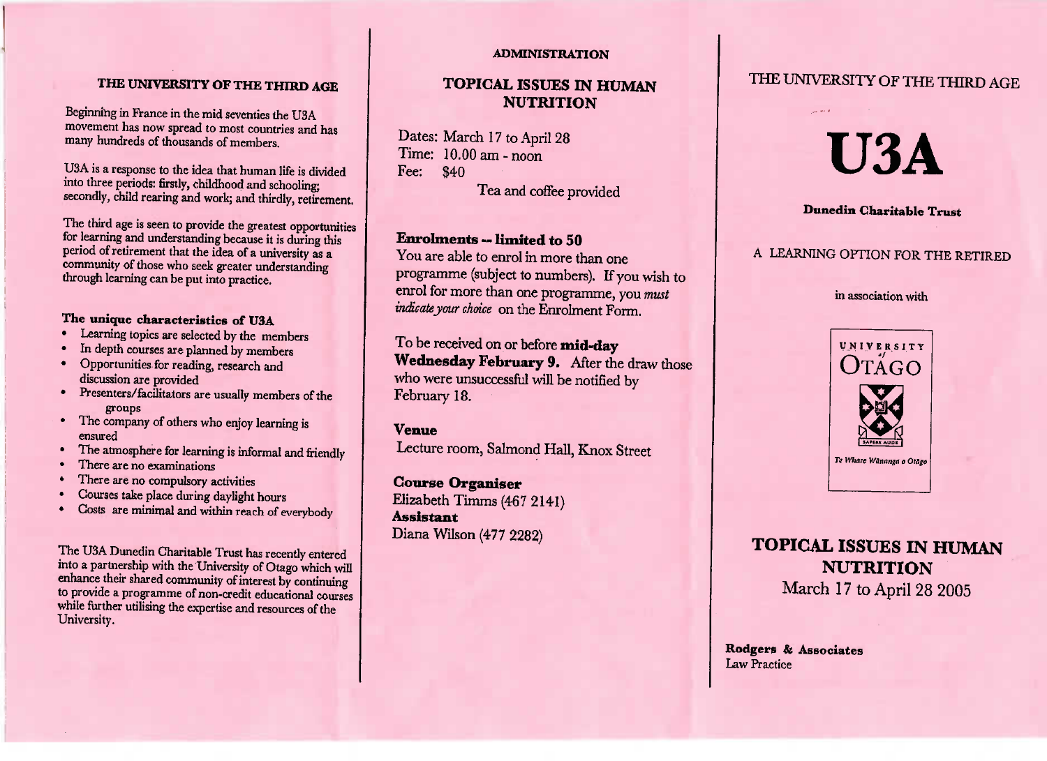## THE UNIVERSITY OF THE THIRD AGE

Beginning in France in the mid seventies the U3A movement has now spread to most countries and has many hundreds of thousands of members.

U3A is a response to the idea that human life is divided into three periods: firstly, childhood and schooling; secondly, child rearing and work; and thirdly, retirement.

The third age is seen to provide the greatest opportunities for learning and understanding because it is during this period of retirement that the idea of a university as a community of those who seek greater understanding through learning can be put into practice.

### The unique characteristics of U3A

- Learning topics are selected by the members
- In depth courses are planned by members
- Opportunities for reading, research and discussion are provided
- Presenters/facilitators are usually members of the groups
- The company of others who enjoy learning is ensured
- The atmosphere for learning is informal and friendly
- There are no examinations
- There are no compulsory activities
- Courses take place during daylight hours
- Costs are minimal and within reach of everybody

The U3A Dunedin Charitable Trust has recently entered into a partnership with the University of Otago which will enhance their shared community of interest by continuing to provide a programme of non-credit educational courses while further utilising the expertise and resources of the University.

## ADMINISTRATION

## TOPICAL ISSUES IN HUMAN NUTRITION

Dates: March 17 to April 28
Time: 10.00 am - noon
Fee: $40

Tea and coffee provided

### Enrolments -- limited to 50

You are able to enrol in more than one programme (subject to numbers). If you wish to enrol for more than one programme, you *must indicate your choice* on the Enrolment Form.

To be received on or before **mid-day Wednesday February 9.** After the draw those who were unsuccessful will be notified by February 18.

### Venue

Lecture room, Salmond Hall, Knox Street

**Course Organiser**
Elizabeth Timms (467 2141)
**Assistant**
Diana Wilson (477 2282)

## THE UNIVERSITY OF THE THIRD AGE

# U3A

**Dunedin Charitable Trust**

A LEARNING OPTION FOR THE RETIRED

in association with

UNIVERSITY of OTAGO

SAPERE AUDE

*Te Whare Wānanga o Otāgo*

## TOPICAL ISSUES IN HUMAN NUTRITION

March 17 to April 28 2005

**Rodgers & Associates**
Law Practice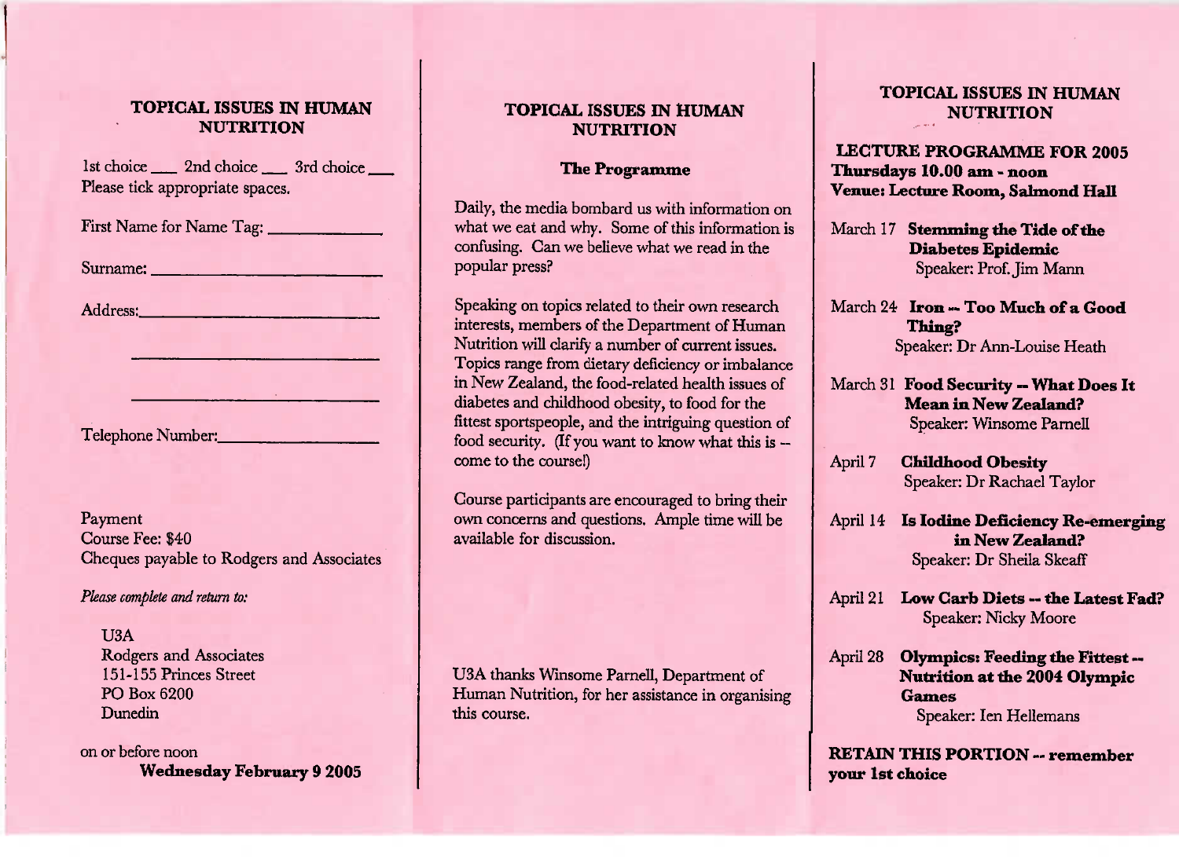## TOPICAL ISSUES IN HUMAN NUTRITION

1st choice \_\_\_ 2nd choice \_\_\_ 3rd choice \_\_\_
Please tick appropriate spaces.

First Name for Name Tag: \_\_\_\_\_\_\_\_\_\_\_\_

Surname: \_\_\_\_\_\_\_\_\_\_\_\_\_\_\_\_\_\_\_\_\_\_\_\_

Address: \_\_\_\_\_\_\_\_\_\_\_\_\_\_\_\_\_\_\_\_\_\_\_\_

\_\_\_\_\_\_\_\_\_\_\_\_\_\_\_\_\_\_\_\_\_\_\_\_

\_\_\_\_\_\_\_\_\_\_\_\_\_\_\_\_\_\_\_\_\_\_\_\_

Telephone Number: \_\_\_\_\_\_\_\_\_\_\_\_\_\_\_\_

Payment
Course Fee: $40
Cheques payable to Rodgers and Associates

*Please complete and return to:*

U3A
Rodgers and Associates
151-155 Princes Street
PO Box 6200
Dunedin

on or before noon
**Wednesday February 9 2005**

## TOPICAL ISSUES IN HUMAN NUTRITION

### The Programme

Daily, the media bombard us with information on what we eat and why. Some of this information is confusing. Can we believe what we read in the popular press?

Speaking on topics related to their own research interests, members of the Department of Human Nutrition will clarify a number of current issues. Topics range from dietary deficiency or imbalance in New Zealand, the food-related health issues of diabetes and childhood obesity, to food for the fittest sportspeople, and the intriguing question of food security. (If you want to know what this is -- come to the course!)

Course participants are encouraged to bring their own concerns and questions. Ample time will be available for discussion.

U3A thanks Winsome Parnell, Department of Human Nutrition, for her assistance in organising this course.

## TOPICAL ISSUES IN HUMAN NUTRITION

**LECTURE PROGRAMME FOR 2005**
**Thursdays 10.00 am - noon**
**Venue: Lecture Room, Salmond Hall**

March 17 **Stemming the Tide of the Diabetes Epidemic**
Speaker: Prof. Jim Mann

March 24 **Iron -- Too Much of a Good Thing?**
Speaker: Dr Ann-Louise Heath

March 31 **Food Security -- What Does It Mean in New Zealand?**
Speaker: Winsome Parnell

April 7 **Childhood Obesity**
Speaker: Dr Rachael Taylor

April 14 **Is Iodine Deficiency Re-emerging in New Zealand?**
Speaker: Dr Sheila Skeaff

April 21 **Low Carb Diets -- the Latest Fad?**
Speaker: Nicky Moore

April 28 **Olympics: Feeding the Fittest -- Nutrition at the 2004 Olympic Games**
Speaker: Ien Hellemans

**RETAIN THIS PORTION -- remember your 1st choice**